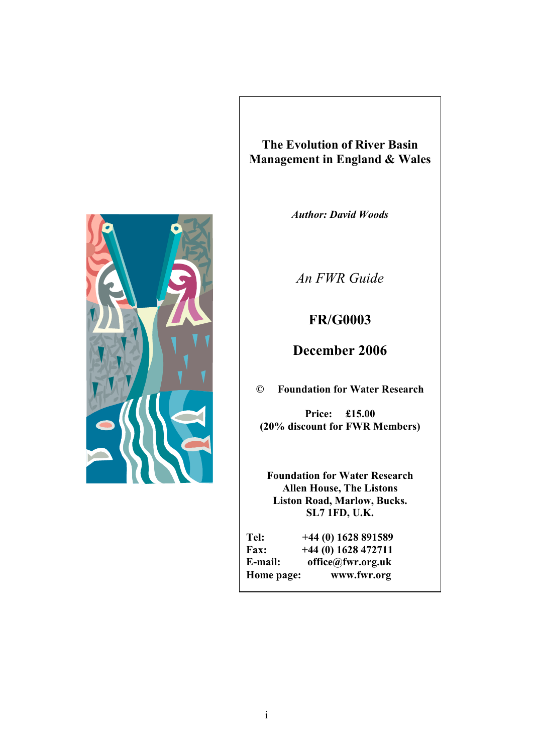# The Evolution of River Basin Management in England & Wales

***Author: David Woods***

*An FWR Guide*

**FR/G0003**

**December 2006**

**© Foundation for Water Research**

**Price: £15.00**
**(20% discount for FWR Members)**

**Foundation for Water Research**
**Allen House, The Listons**
**Liston Road, Marlow, Bucks.**
**SL7 1FD, U.K.**

**Tel:** +44 (0) 1628 891589
**Fax:** +44 (0) 1628 472711
**E-mail:** office@fwr.org.uk
**Home page:** www.fwr.org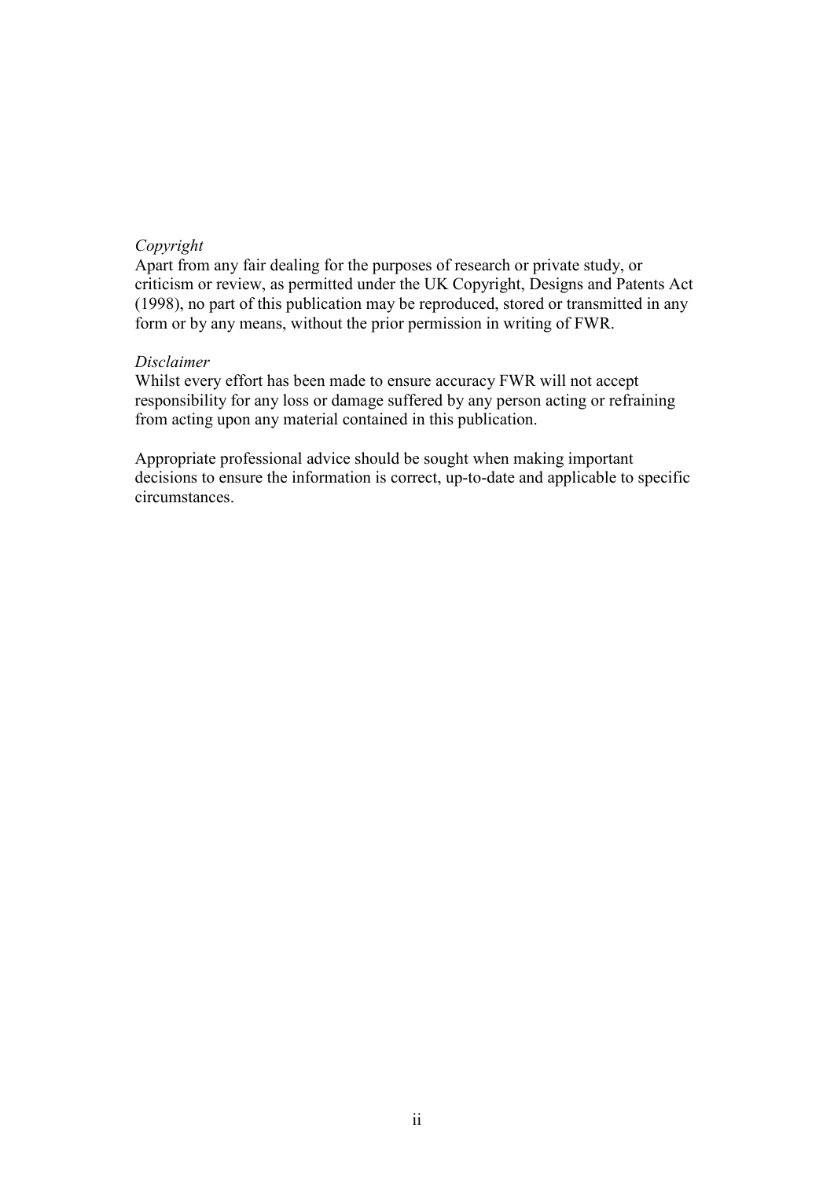*Copyright*

Apart from any fair dealing for the purposes of research or private study, or criticism or review, as permitted under the UK Copyright, Designs and Patents Act (1998), no part of this publication may be reproduced, stored or transmitted in any form or by any means, without the prior permission in writing of FWR.

*Disclaimer*

Whilst every effort has been made to ensure accuracy FWR will not accept responsibility for any loss or damage suffered by any person acting or refraining from acting upon any material contained in this publication.

Appropriate professional advice should be sought when making important decisions to ensure the information is correct, up-to-date and applicable to specific circumstances.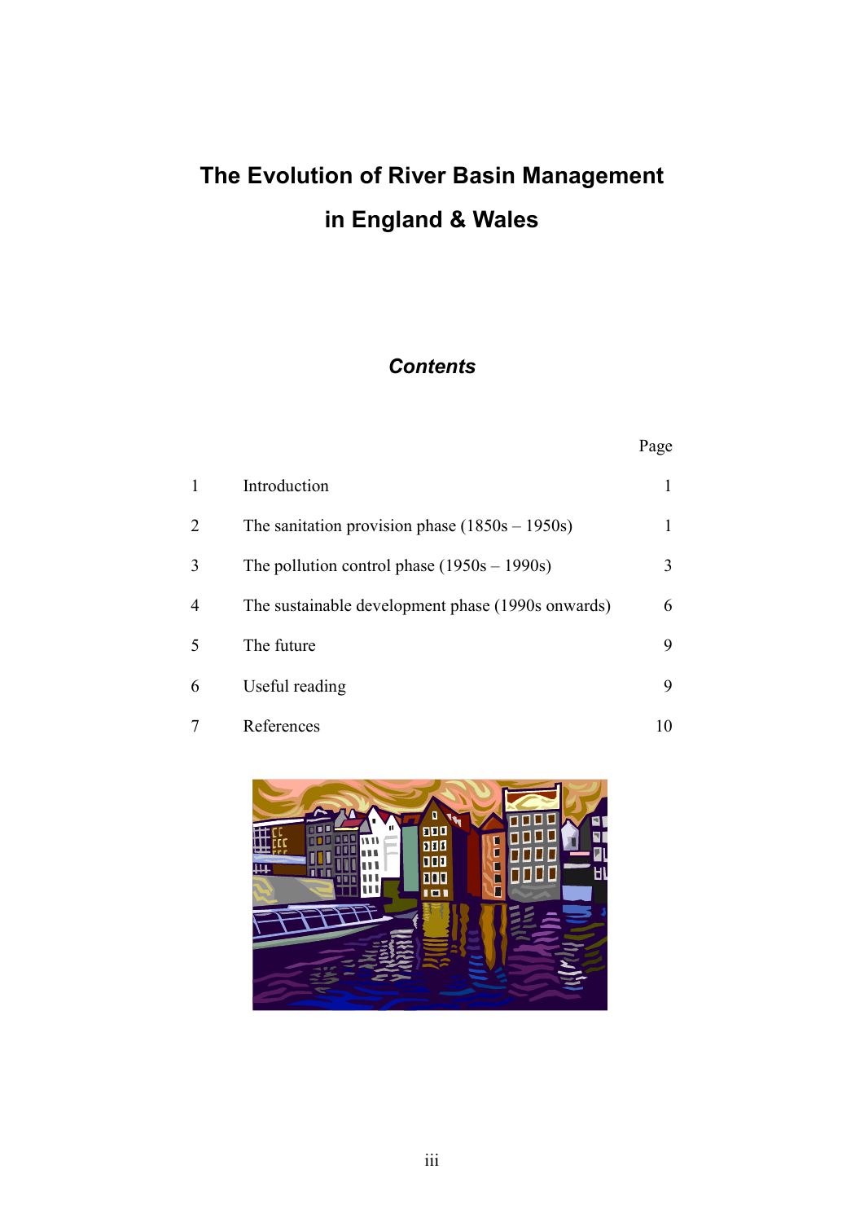# The Evolution of River Basin Management in England & Wales

## *Contents*

| | | Page |
|---|---|---|
| 1 | Introduction | 1 |
| 2 | The sanitation provision phase (1850s – 1950s) | 1 |
| 3 | The pollution control phase (1950s – 1990s) | 3 |
| 4 | The sustainable development phase (1990s onwards) | 6 |
| 5 | The future | 9 |
| 6 | Useful reading | 9 |
| 7 | References | 10 |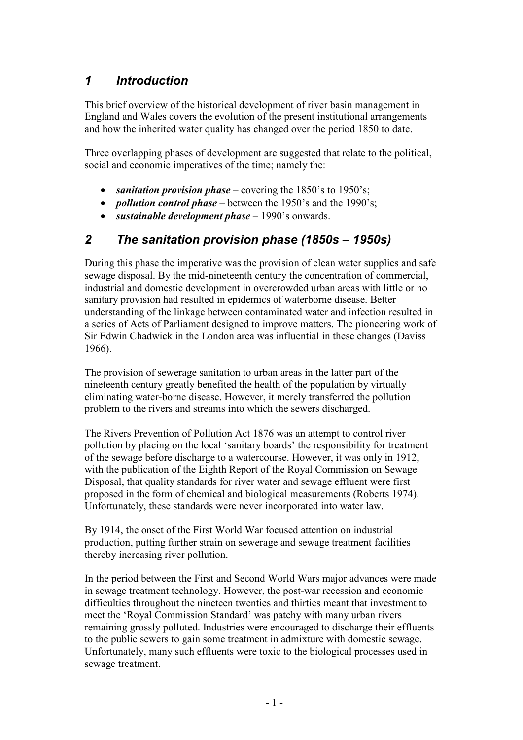# 1 Introduction

This brief overview of the historical development of river basin management in England and Wales covers the evolution of the present institutional arrangements and how the inherited water quality has changed over the period 1850 to date.

Three overlapping phases of development are suggested that relate to the political, social and economic imperatives of the time; namely the:

- ***sanitation provision phase*** – covering the 1850's to 1950's;
- ***pollution control phase*** – between the 1950's and the 1990's;
- ***sustainable development phase*** – 1990's onwards.

# 2 The sanitation provision phase (1850s – 1950s)

During this phase the imperative was the provision of clean water supplies and safe sewage disposal. By the mid-nineteenth century the concentration of commercial, industrial and domestic development in overcrowded urban areas with little or no sanitary provision had resulted in epidemics of waterborne disease. Better understanding of the linkage between contaminated water and infection resulted in a series of Acts of Parliament designed to improve matters. The pioneering work of Sir Edwin Chadwick in the London area was influential in these changes (Daviss 1966).

The provision of sewerage sanitation to urban areas in the latter part of the nineteenth century greatly benefited the health of the population by virtually eliminating water-borne disease. However, it merely transferred the pollution problem to the rivers and streams into which the sewers discharged.

The Rivers Prevention of Pollution Act 1876 was an attempt to control river pollution by placing on the local 'sanitary boards' the responsibility for treatment of the sewage before discharge to a watercourse. However, it was only in 1912, with the publication of the Eighth Report of the Royal Commission on Sewage Disposal, that quality standards for river water and sewage effluent were first proposed in the form of chemical and biological measurements (Roberts 1974). Unfortunately, these standards were never incorporated into water law.

By 1914, the onset of the First World War focused attention on industrial production, putting further strain on sewerage and sewage treatment facilities thereby increasing river pollution.

In the period between the First and Second World Wars major advances were made in sewage treatment technology. However, the post-war recession and economic difficulties throughout the nineteen twenties and thirties meant that investment to meet the 'Royal Commission Standard' was patchy with many urban rivers remaining grossly polluted. Industries were encouraged to discharge their effluents to the public sewers to gain some treatment in admixture with domestic sewage. Unfortunately, many such effluents were toxic to the biological processes used in sewage treatment.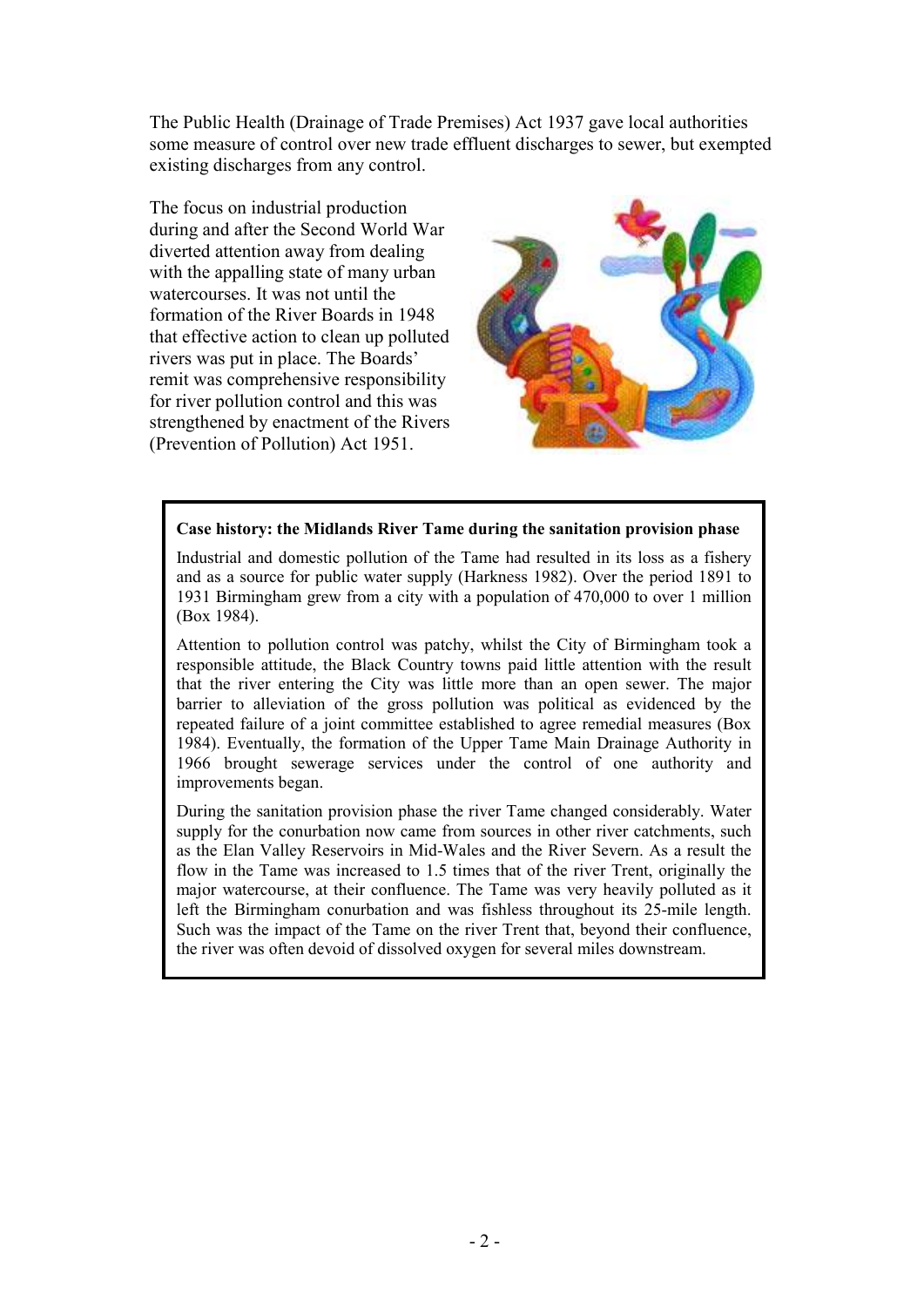The Public Health (Drainage of Trade Premises) Act 1937 gave local authorities some measure of control over new trade effluent discharges to sewer, but exempted existing discharges from any control.

The focus on industrial production during and after the Second World War diverted attention away from dealing with the appalling state of many urban watercourses. It was not until the formation of the River Boards in 1948 that effective action to clean up polluted rivers was put in place. The Boards' remit was comprehensive responsibility for river pollution control and this was strengthened by enactment of the Rivers (Prevention of Pollution) Act 1951.

**Case history: the Midlands River Tame during the sanitation provision phase**

Industrial and domestic pollution of the Tame had resulted in its loss as a fishery and as a source for public water supply (Harkness 1982). Over the period 1891 to 1931 Birmingham grew from a city with a population of 470,000 to over 1 million (Box 1984).

Attention to pollution control was patchy, whilst the City of Birmingham took a responsible attitude, the Black Country towns paid little attention with the result that the river entering the City was little more than an open sewer. The major barrier to alleviation of the gross pollution was political as evidenced by the repeated failure of a joint committee established to agree remedial measures (Box 1984). Eventually, the formation of the Upper Tame Main Drainage Authority in 1966 brought sewerage services under the control of one authority and improvements began.

During the sanitation provision phase the river Tame changed considerably. Water supply for the conurbation now came from sources in other river catchments, such as the Elan Valley Reservoirs in Mid-Wales and the River Severn. As a result the flow in the Tame was increased to 1.5 times that of the river Trent, originally the major watercourse, at their confluence. The Tame was very heavily polluted as it left the Birmingham conurbation and was fishless throughout its 25-mile length. Such was the impact of the Tame on the river Trent that, beyond their confluence, the river was often devoid of dissolved oxygen for several miles downstream.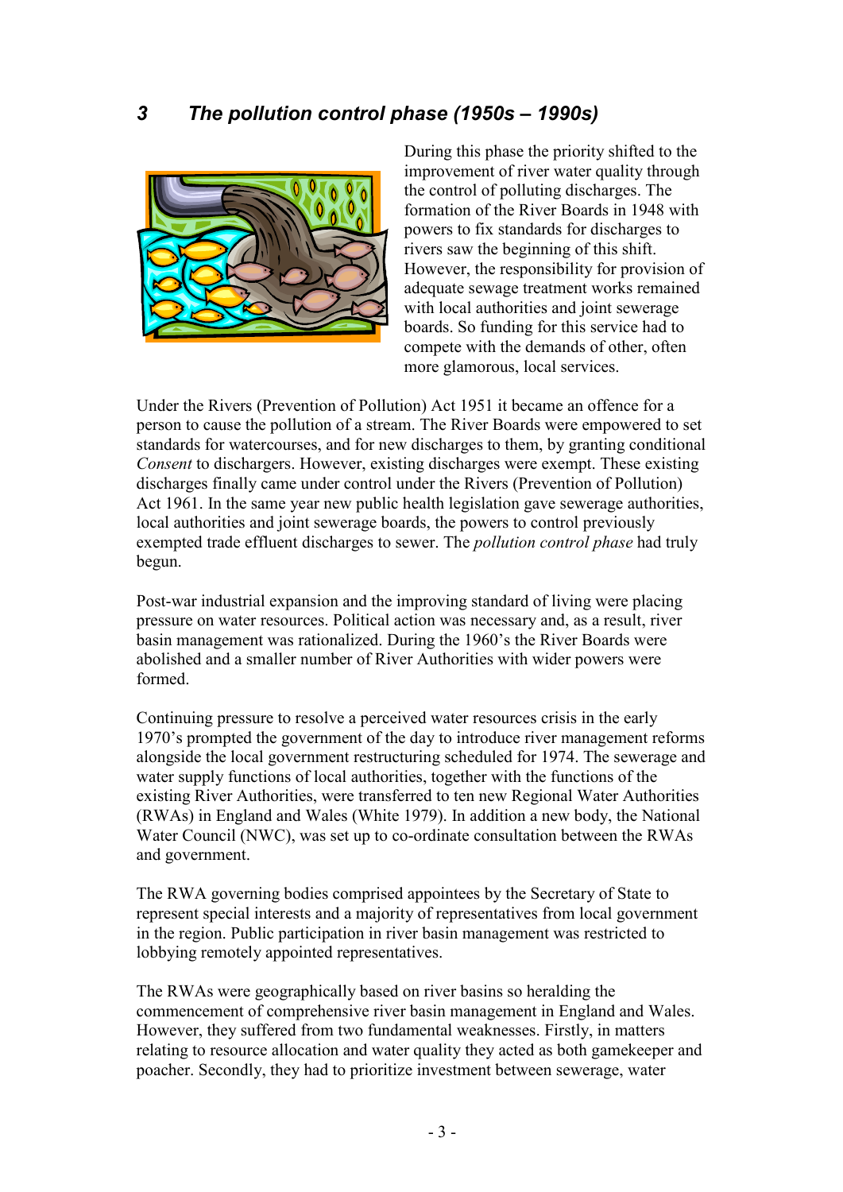## 3 *The pollution control phase (1950s – 1990s)*

During this phase the priority shifted to the improvement of river water quality through the control of polluting discharges. The formation of the River Boards in 1948 with powers to fix standards for discharges to rivers saw the beginning of this shift. However, the responsibility for provision of adequate sewage treatment works remained with local authorities and joint sewerage boards. So funding for this service had to compete with the demands of other, often more glamorous, local services.

Under the Rivers (Prevention of Pollution) Act 1951 it became an offence for a person to cause the pollution of a stream. The River Boards were empowered to set standards for watercourses, and for new discharges to them, by granting conditional *Consent* to dischargers. However, existing discharges were exempt. These existing discharges finally came under control under the Rivers (Prevention of Pollution) Act 1961. In the same year new public health legislation gave sewerage authorities, local authorities and joint sewerage boards, the powers to control previously exempted trade effluent discharges to sewer. The *pollution control phase* had truly begun.

Post-war industrial expansion and the improving standard of living were placing pressure on water resources. Political action was necessary and, as a result, river basin management was rationalized. During the 1960's the River Boards were abolished and a smaller number of River Authorities with wider powers were formed.

Continuing pressure to resolve a perceived water resources crisis in the early 1970's prompted the government of the day to introduce river management reforms alongside the local government restructuring scheduled for 1974. The sewerage and water supply functions of local authorities, together with the functions of the existing River Authorities, were transferred to ten new Regional Water Authorities (RWAs) in England and Wales (White 1979). In addition a new body, the National Water Council (NWC), was set up to co-ordinate consultation between the RWAs and government.

The RWA governing bodies comprised appointees by the Secretary of State to represent special interests and a majority of representatives from local government in the region. Public participation in river basin management was restricted to lobbying remotely appointed representatives.

The RWAs were geographically based on river basins so heralding the commencement of comprehensive river basin management in England and Wales. However, they suffered from two fundamental weaknesses. Firstly, in matters relating to resource allocation and water quality they acted as both gamekeeper and poacher. Secondly, they had to prioritize investment between sewerage, water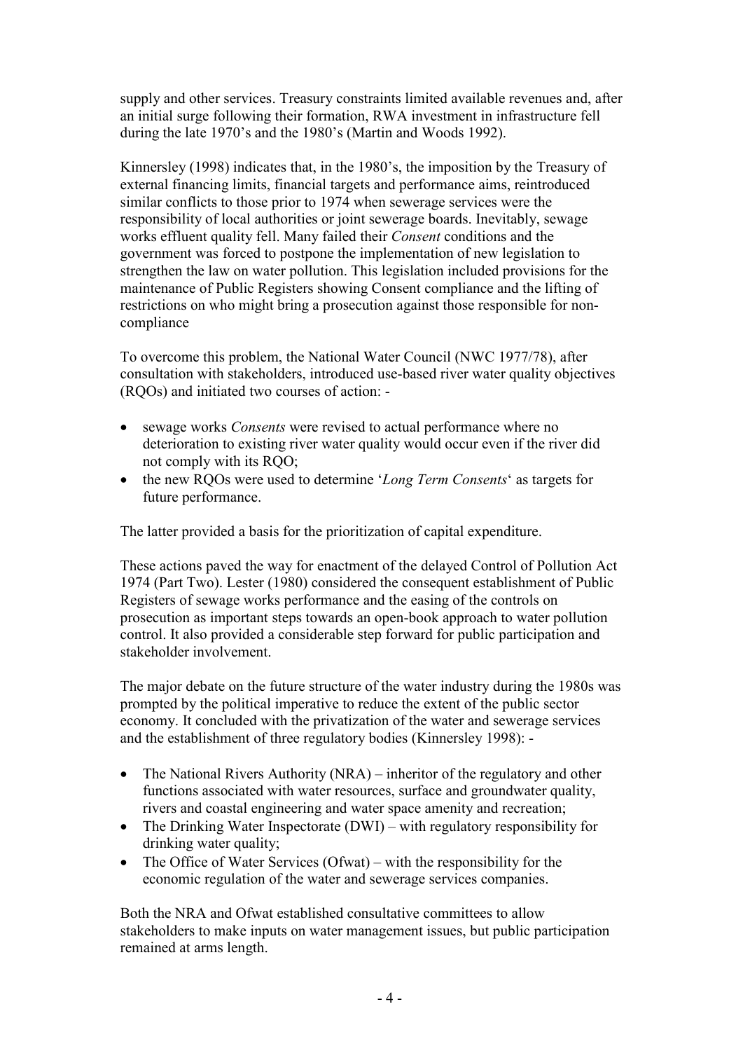supply and other services. Treasury constraints limited available revenues and, after an initial surge following their formation, RWA investment in infrastructure fell during the late 1970's and the 1980's (Martin and Woods 1992).

Kinnersley (1998) indicates that, in the 1980's, the imposition by the Treasury of external financing limits, financial targets and performance aims, reintroduced similar conflicts to those prior to 1974 when sewerage services were the responsibility of local authorities or joint sewerage boards. Inevitably, sewage works effluent quality fell. Many failed their *Consent* conditions and the government was forced to postpone the implementation of new legislation to strengthen the law on water pollution. This legislation included provisions for the maintenance of Public Registers showing Consent compliance and the lifting of restrictions on who might bring a prosecution against those responsible for non-compliance

To overcome this problem, the National Water Council (NWC 1977/78), after consultation with stakeholders, introduced use-based river water quality objectives (RQOs) and initiated two courses of action: -

- sewage works *Consents* were revised to actual performance where no deterioration to existing river water quality would occur even if the river did not comply with its RQO;
- the new RQOs were used to determine '*Long Term Consents*' as targets for future performance.

The latter provided a basis for the prioritization of capital expenditure.

These actions paved the way for enactment of the delayed Control of Pollution Act 1974 (Part Two). Lester (1980) considered the consequent establishment of Public Registers of sewage works performance and the easing of the controls on prosecution as important steps towards an open-book approach to water pollution control. It also provided a considerable step forward for public participation and stakeholder involvement.

The major debate on the future structure of the water industry during the 1980s was prompted by the political imperative to reduce the extent of the public sector economy. It concluded with the privatization of the water and sewerage services and the establishment of three regulatory bodies (Kinnersley 1998): -

- The National Rivers Authority (NRA) – inheritor of the regulatory and other functions associated with water resources, surface and groundwater quality, rivers and coastal engineering and water space amenity and recreation;
- The Drinking Water Inspectorate (DWI) – with regulatory responsibility for drinking water quality;
- The Office of Water Services (Ofwat) – with the responsibility for the economic regulation of the water and sewerage services companies.

Both the NRA and Ofwat established consultative committees to allow stakeholders to make inputs on water management issues, but public participation remained at arms length.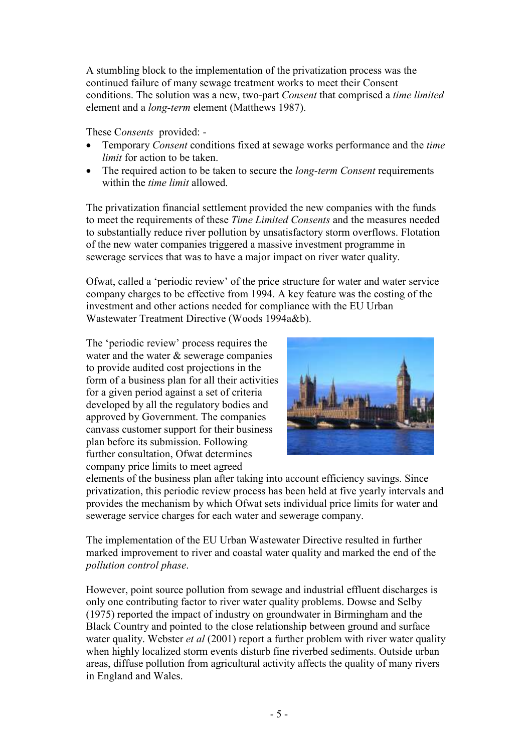A stumbling block to the implementation of the privatization process was the continued failure of many sewage treatment works to meet their Consent conditions. The solution was a new, two-part *Consent* that comprised a *time limited* element and a *long-term* element (Matthews 1987).

These C*onsents* provided: -

- Temporary *Consent* conditions fixed at sewage works performance and the *time limit* for action to be taken.
- The required action to be taken to secure the *long-term Consent* requirements within the *time limit* allowed.

The privatization financial settlement provided the new companies with the funds to meet the requirements of these *Time Limited Consents* and the measures needed to substantially reduce river pollution by unsatisfactory storm overflows. Flotation of the new water companies triggered a massive investment programme in sewerage services that was to have a major impact on river water quality.

Ofwat, called a 'periodic review' of the price structure for water and water service company charges to be effective from 1994. A key feature was the costing of the investment and other actions needed for compliance with the EU Urban Wastewater Treatment Directive (Woods 1994a&b).

The 'periodic review' process requires the water and the water & sewerage companies to provide audited cost projections in the form of a business plan for all their activities for a given period against a set of criteria developed by all the regulatory bodies and approved by Government. The companies canvass customer support for their business plan before its submission. Following further consultation, Ofwat determines company price limits to meet agreed elements of the business plan after taking into account efficiency savings. Since privatization, this periodic review process has been held at five yearly intervals and provides the mechanism by which Ofwat sets individual price limits for water and sewerage service charges for each water and sewerage company.

The implementation of the EU Urban Wastewater Directive resulted in further marked improvement to river and coastal water quality and marked the end of the *pollution control phase*.

However, point source pollution from sewage and industrial effluent discharges is only one contributing factor to river water quality problems. Dowse and Selby (1975) reported the impact of industry on groundwater in Birmingham and the Black Country and pointed to the close relationship between ground and surface water quality. Webster *et al* (2001) report a further problem with river water quality when highly localized storm events disturb fine riverbed sediments. Outside urban areas, diffuse pollution from agricultural activity affects the quality of many rivers in England and Wales.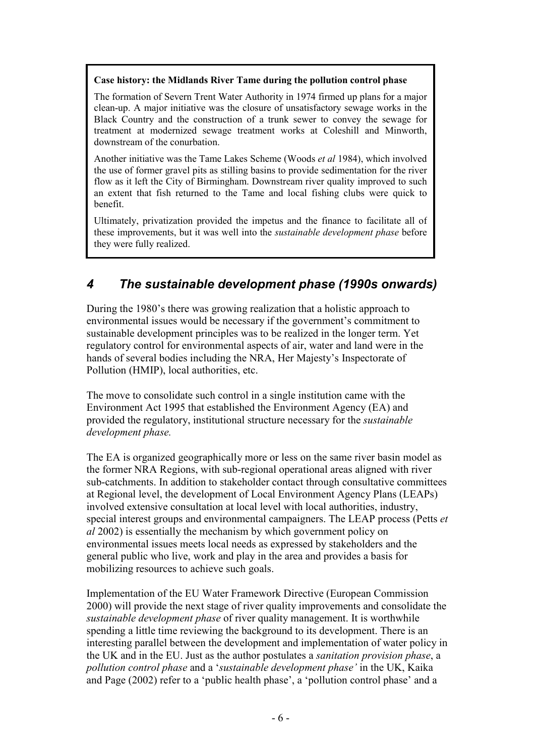**Case history: the Midlands River Tame during the pollution control phase**

The formation of Severn Trent Water Authority in 1974 firmed up plans for a major clean-up. A major initiative was the closure of unsatisfactory sewage works in the Black Country and the construction of a trunk sewer to convey the sewage for treatment at modernized sewage treatment works at Coleshill and Minworth, downstream of the conurbation.

Another initiative was the Tame Lakes Scheme (Woods *et al* 1984), which involved the use of former gravel pits as stilling basins to provide sedimentation for the river flow as it left the City of Birmingham. Downstream river quality improved to such an extent that fish returned to the Tame and local fishing clubs were quick to benefit.

Ultimately, privatization provided the impetus and the finance to facilitate all of these improvements, but it was well into the *sustainable development phase* before they were fully realized.

## *4 The sustainable development phase (1990s onwards)*

During the 1980's there was growing realization that a holistic approach to environmental issues would be necessary if the government's commitment to sustainable development principles was to be realized in the longer term. Yet regulatory control for environmental aspects of air, water and land were in the hands of several bodies including the NRA, Her Majesty's Inspectorate of Pollution (HMIP), local authorities, etc.

The move to consolidate such control in a single institution came with the Environment Act 1995 that established the Environment Agency (EA) and provided the regulatory, institutional structure necessary for the *sustainable development phase.*

The EA is organized geographically more or less on the same river basin model as the former NRA Regions, with sub-regional operational areas aligned with river sub-catchments. In addition to stakeholder contact through consultative committees at Regional level, the development of Local Environment Agency Plans (LEAPs) involved extensive consultation at local level with local authorities, industry, special interest groups and environmental campaigners. The LEAP process (Petts *et al* 2002) is essentially the mechanism by which government policy on environmental issues meets local needs as expressed by stakeholders and the general public who live, work and play in the area and provides a basis for mobilizing resources to achieve such goals.

Implementation of the EU Water Framework Directive (European Commission 2000) will provide the next stage of river quality improvements and consolidate the *sustainable development phase* of river quality management. It is worthwhile spending a little time reviewing the background to its development. There is an interesting parallel between the development and implementation of water policy in the UK and in the EU. Just as the author postulates a *sanitation provision phase*, a *pollution control phase* and a '*sustainable development phase'* in the UK, Kaika and Page (2002) refer to a 'public health phase', a 'pollution control phase' and a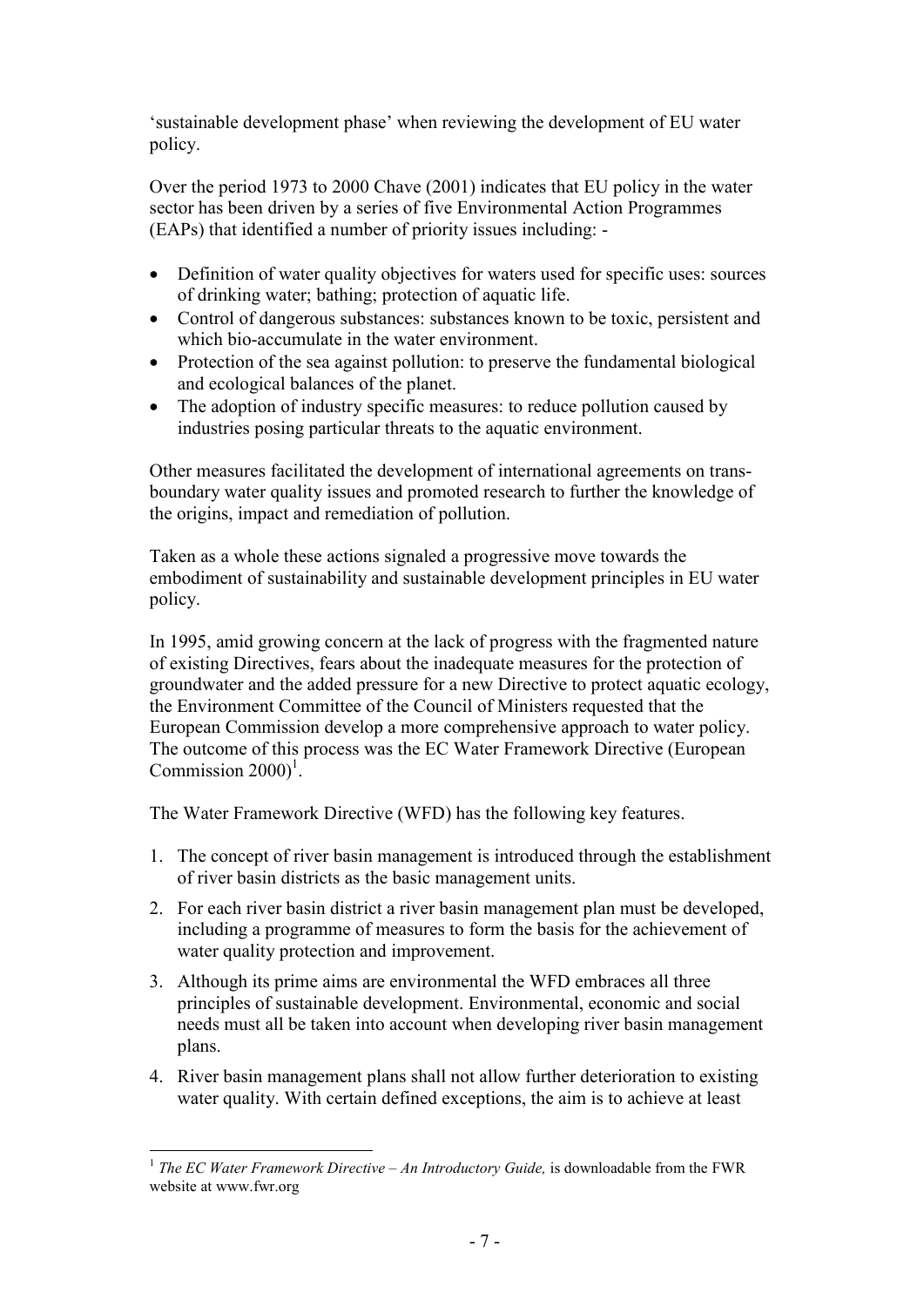'sustainable development phase' when reviewing the development of EU water policy.

Over the period 1973 to 2000 Chave (2001) indicates that EU policy in the water sector has been driven by a series of five Environmental Action Programmes (EAPs) that identified a number of priority issues including: -

- Definition of water quality objectives for waters used for specific uses: sources of drinking water; bathing; protection of aquatic life.
- Control of dangerous substances: substances known to be toxic, persistent and which bio-accumulate in the water environment.
- Protection of the sea against pollution: to preserve the fundamental biological and ecological balances of the planet.
- The adoption of industry specific measures: to reduce pollution caused by industries posing particular threats to the aquatic environment.

Other measures facilitated the development of international agreements on trans-boundary water quality issues and promoted research to further the knowledge of the origins, impact and remediation of pollution.

Taken as a whole these actions signaled a progressive move towards the embodiment of sustainability and sustainable development principles in EU water policy.

In 1995, amid growing concern at the lack of progress with the fragmented nature of existing Directives, fears about the inadequate measures for the protection of groundwater and the added pressure for a new Directive to protect aquatic ecology, the Environment Committee of the Council of Ministers requested that the European Commission develop a more comprehensive approach to water policy. The outcome of this process was the EC Water Framework Directive (European Commission 2000)[1].

The Water Framework Directive (WFD) has the following key features.

1. The concept of river basin management is introduced through the establishment of river basin districts as the basic management units.
2. For each river basin district a river basin management plan must be developed, including a programme of measures to form the basis for the achievement of water quality protection and improvement.
3. Although its prime aims are environmental the WFD embraces all three principles of sustainable development. Environmental, economic and social needs must all be taken into account when developing river basin management plans.
4. River basin management plans shall not allow further deterioration to existing water quality. With certain defined exceptions, the aim is to achieve at least

---

[1] *The EC Water Framework Directive – An Introductory Guide,* is downloadable from the FWR website at www.fwr.org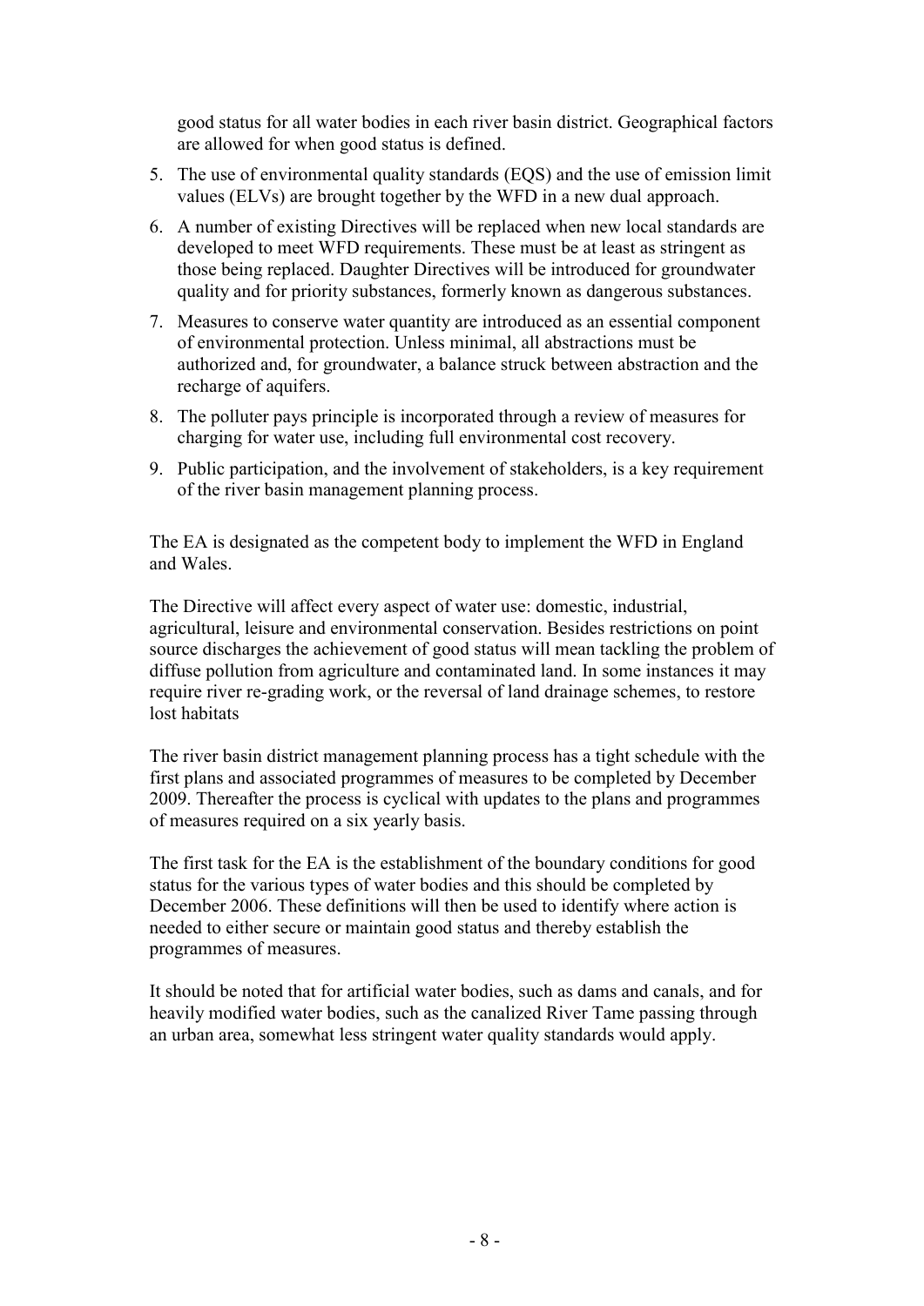good status for all water bodies in each river basin district. Geographical factors are allowed for when good status is defined.

5. The use of environmental quality standards (EQS) and the use of emission limit values (ELVs) are brought together by the WFD in a new dual approach.
6. A number of existing Directives will be replaced when new local standards are developed to meet WFD requirements. These must be at least as stringent as those being replaced. Daughter Directives will be introduced for groundwater quality and for priority substances, formerly known as dangerous substances.
7. Measures to conserve water quantity are introduced as an essential component of environmental protection. Unless minimal, all abstractions must be authorized and, for groundwater, a balance struck between abstraction and the recharge of aquifers.
8. The polluter pays principle is incorporated through a review of measures for charging for water use, including full environmental cost recovery.
9. Public participation, and the involvement of stakeholders, is a key requirement of the river basin management planning process.

The EA is designated as the competent body to implement the WFD in England and Wales.

The Directive will affect every aspect of water use: domestic, industrial, agricultural, leisure and environmental conservation. Besides restrictions on point source discharges the achievement of good status will mean tackling the problem of diffuse pollution from agriculture and contaminated land. In some instances it may require river re-grading work, or the reversal of land drainage schemes, to restore lost habitats

The river basin district management planning process has a tight schedule with the first plans and associated programmes of measures to be completed by December 2009. Thereafter the process is cyclical with updates to the plans and programmes of measures required on a six yearly basis.

The first task for the EA is the establishment of the boundary conditions for good status for the various types of water bodies and this should be completed by December 2006. These definitions will then be used to identify where action is needed to either secure or maintain good status and thereby establish the programmes of measures.

It should be noted that for artificial water bodies, such as dams and canals, and for heavily modified water bodies, such as the canalized River Tame passing through an urban area, somewhat less stringent water quality standards would apply.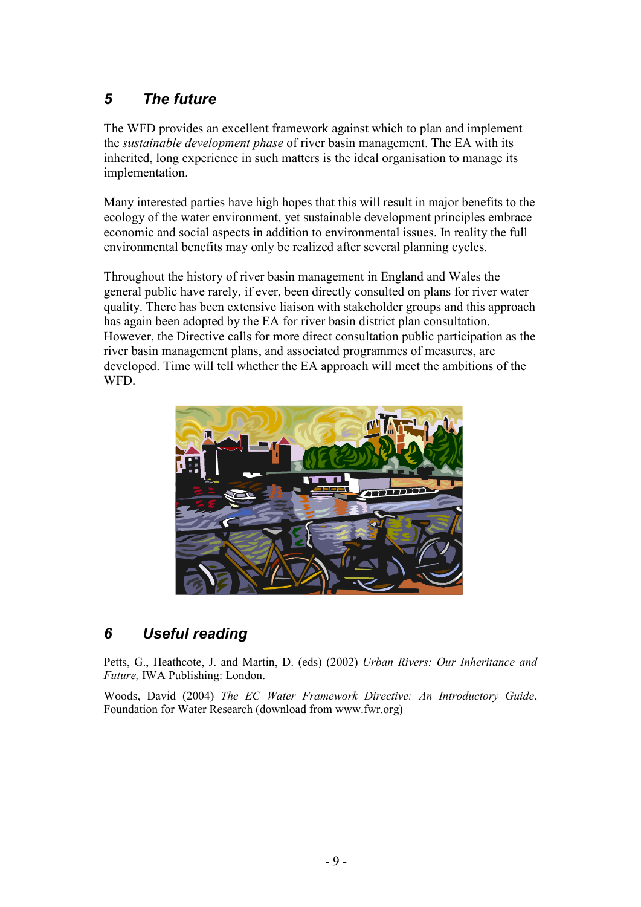## 5 The future

The WFD provides an excellent framework against which to plan and implement the *sustainable development phase* of river basin management. The EA with its inherited, long experience in such matters is the ideal organisation to manage its implementation.

Many interested parties have high hopes that this will result in major benefits to the ecology of the water environment, yet sustainable development principles embrace economic and social aspects in addition to environmental issues. In reality the full environmental benefits may only be realized after several planning cycles.

Throughout the history of river basin management in England and Wales the general public have rarely, if ever, been directly consulted on plans for river water quality. There has been extensive liaison with stakeholder groups and this approach has again been adopted by the EA for river basin district plan consultation. However, the Directive calls for more direct consultation public participation as the river basin management plans, and associated programmes of measures, are developed. Time will tell whether the EA approach will meet the ambitions of the WFD.

## 6 Useful reading

Petts, G., Heathcote, J. and Martin, D. (eds) (2002) *Urban Rivers: Our Inheritance and Future,* IWA Publishing: London.

Woods, David (2004) *The EC Water Framework Directive: An Introductory Guide*, Foundation for Water Research (download from www.fwr.org)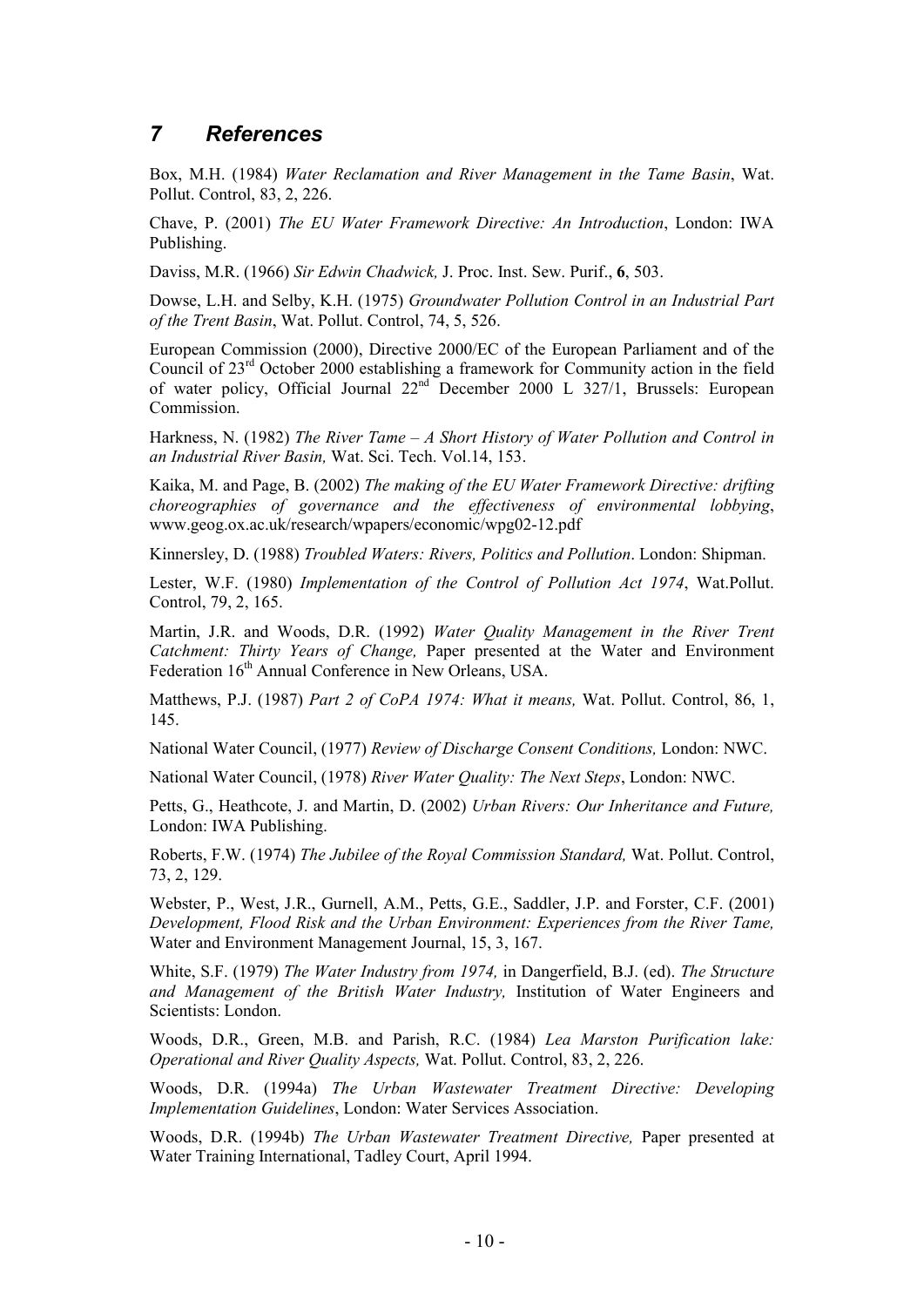# 7 References

Box, M.H. (1984) *Water Reclamation and River Management in the Tame Basin*, Wat. Pollut. Control, 83, 2, 226.

Chave, P. (2001) *The EU Water Framework Directive: An Introduction*, London: IWA Publishing.

Daviss, M.R. (1966) *Sir Edwin Chadwick,* J. Proc. Inst. Sew. Purif., **6**, 503.

Dowse, L.H. and Selby, K.H. (1975) *Groundwater Pollution Control in an Industrial Part of the Trent Basin*, Wat. Pollut. Control, 74, 5, 526.

European Commission (2000), Directive 2000/EC of the European Parliament and of the Council of 23rd October 2000 establishing a framework for Community action in the field of water policy, Official Journal 22nd December 2000 L 327/1, Brussels: European Commission.

Harkness, N. (1982) *The River Tame – A Short History of Water Pollution and Control in an Industrial River Basin,* Wat. Sci. Tech. Vol.14, 153.

Kaika, M. and Page, B. (2002) *The making of the EU Water Framework Directive: drifting choreographies of governance and the effectiveness of environmental lobbying*, www.geog.ox.ac.uk/research/wpapers/economic/wpg02-12.pdf

Kinnersley, D. (1988) *Troubled Waters: Rivers, Politics and Pollution*. London: Shipman.

Lester, W.F. (1980) *Implementation of the Control of Pollution Act 1974*, Wat.Pollut. Control, 79, 2, 165.

Martin, J.R. and Woods, D.R. (1992) *Water Quality Management in the River Trent Catchment: Thirty Years of Change,* Paper presented at the Water and Environment Federation 16th Annual Conference in New Orleans, USA.

Matthews, P.J. (1987) *Part 2 of CoPA 1974: What it means,* Wat. Pollut. Control, 86, 1, 145.

National Water Council, (1977) *Review of Discharge Consent Conditions,* London: NWC.

National Water Council, (1978) *River Water Quality: The Next Steps*, London: NWC.

Petts, G., Heathcote, J. and Martin, D. (2002) *Urban Rivers: Our Inheritance and Future,* London: IWA Publishing.

Roberts, F.W. (1974) *The Jubilee of the Royal Commission Standard,* Wat. Pollut. Control, 73, 2, 129.

Webster, P., West, J.R., Gurnell, A.M., Petts, G.E., Saddler, J.P. and Forster, C.F. (2001) *Development, Flood Risk and the Urban Environment: Experiences from the River Tame,* Water and Environment Management Journal, 15, 3, 167.

White, S.F. (1979) *The Water Industry from 1974,* in Dangerfield, B.J. (ed). *The Structure and Management of the British Water Industry,* Institution of Water Engineers and Scientists: London.

Woods, D.R., Green, M.B. and Parish, R.C. (1984) *Lea Marston Purification lake: Operational and River Quality Aspects,* Wat. Pollut. Control, 83, 2, 226.

Woods, D.R. (1994a) *The Urban Wastewater Treatment Directive: Developing Implementation Guidelines*, London: Water Services Association.

Woods, D.R. (1994b) *The Urban Wastewater Treatment Directive,* Paper presented at Water Training International, Tadley Court, April 1994.